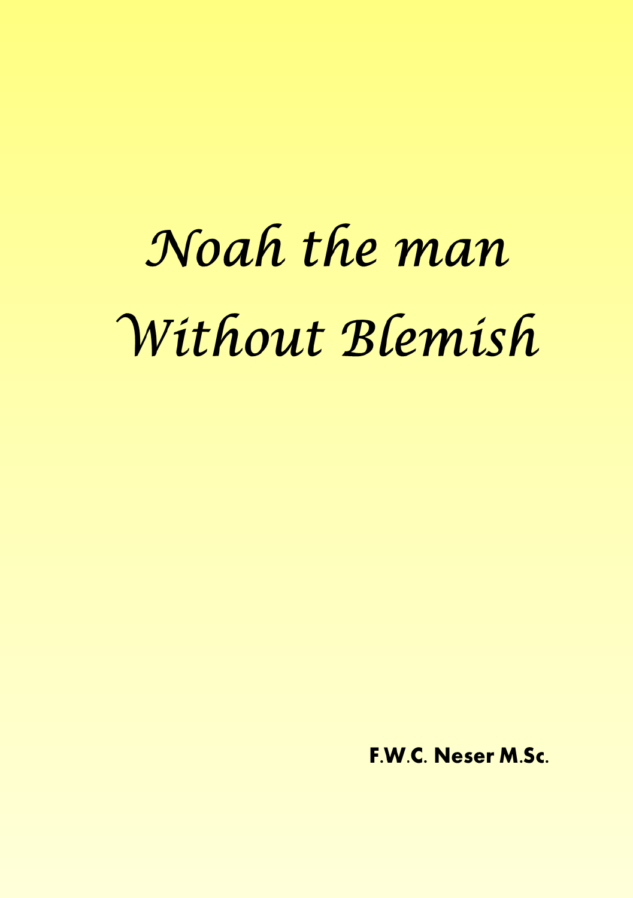# *Noah the man Without Blemish*

**F.W.C. Neser M.Sc.**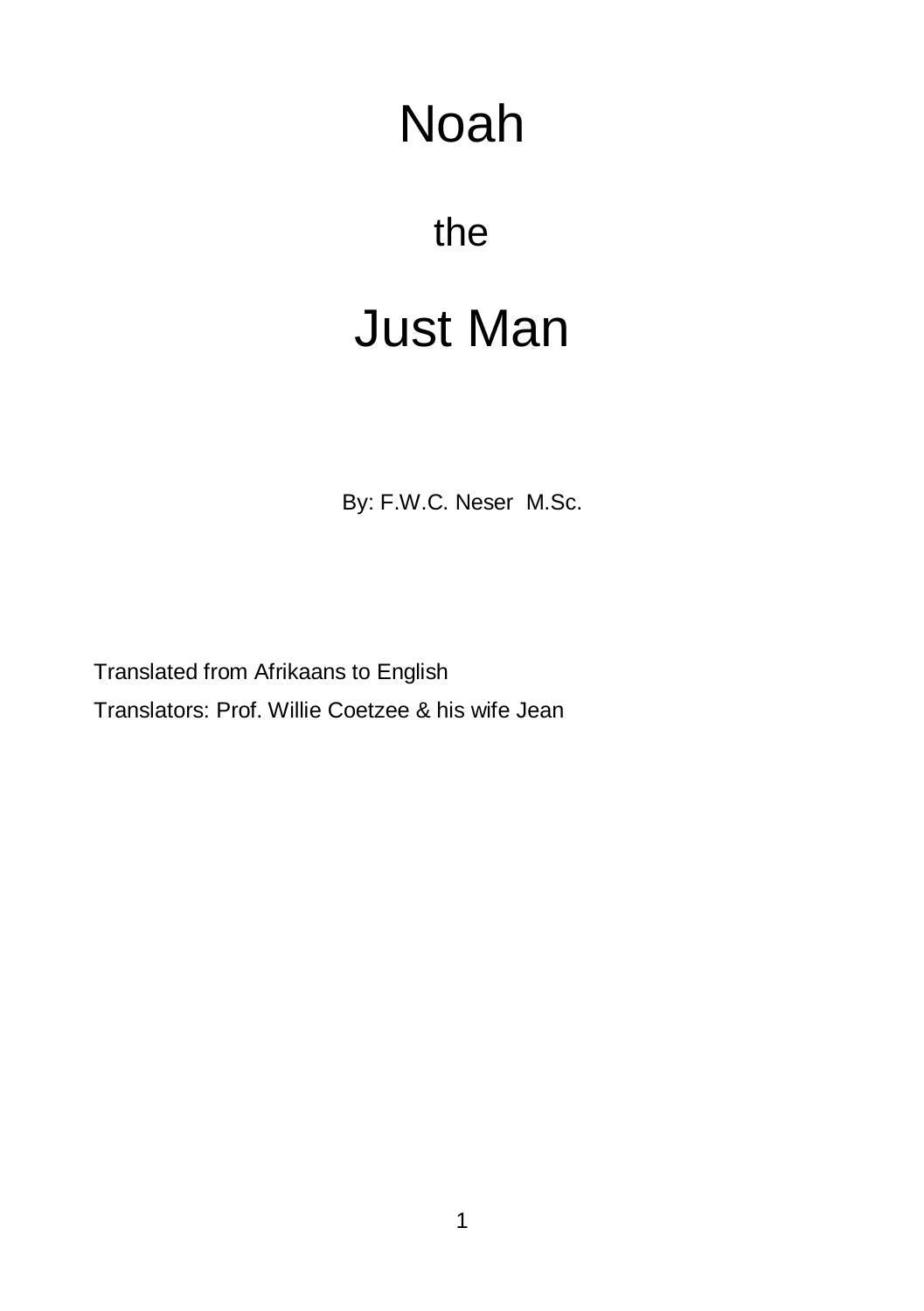# Noah

# the

# Just Man

By: F.W.C. Neser M.Sc.

Translated from Afrikaans to English

Translators: Prof. Willie Coetzee & his wife Jean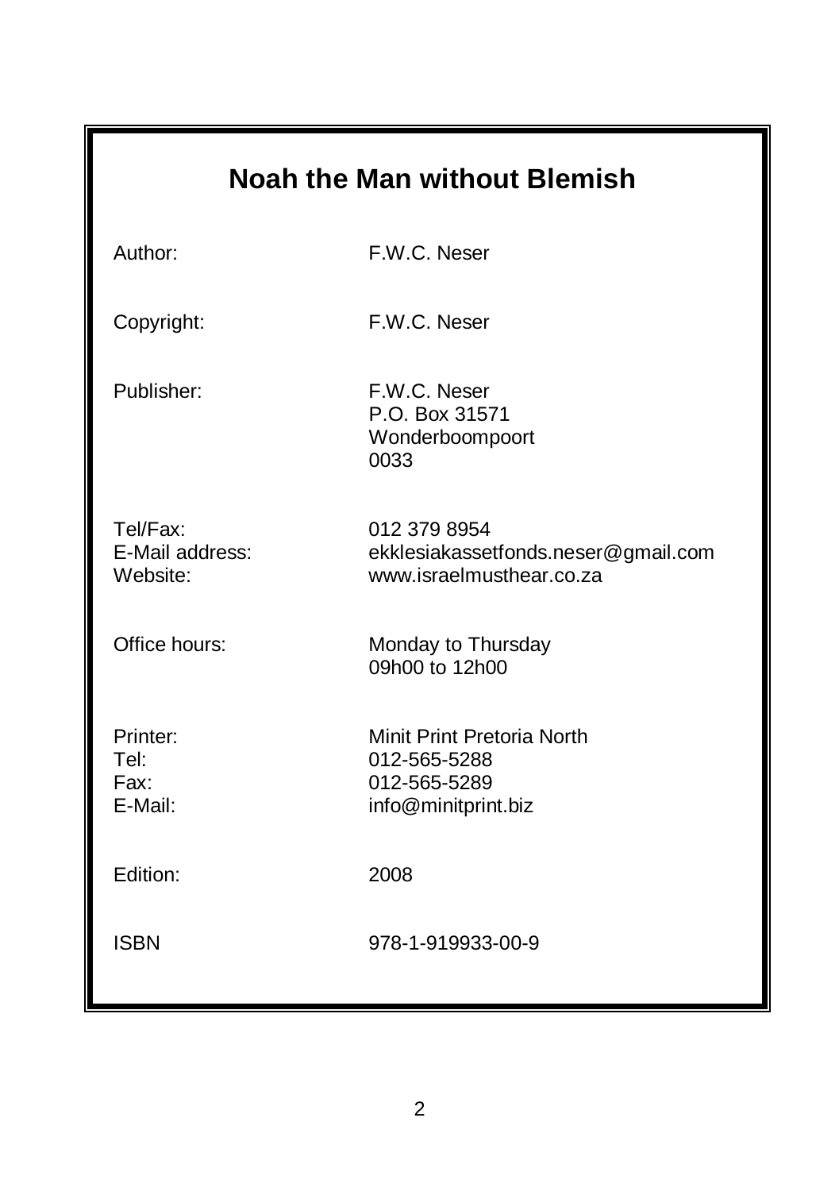# Noah the Man without Blemish

| | |
|---|---|
| Author: | F.W.C. Neser |
| Copyright: | F.W.C. Neser |
| Publisher: | F.W.C. Neser<br>P.O. Box 31571<br>Wonderboompoort<br>0033 |
| Tel/Fax: | 012 379 8954 |
| E-Mail address: | ekklesiakassetfonds.neser@gmail.com |
| Website: | www.israelmusthear.co.za |
| Office hours: | Monday to Thursday<br>09h00 to 12h00 |
| Printer: | Minit Print Pretoria North |
| Tel: | 012-565-5288 |
| Fax: | 012-565-5289 |
| E-Mail: | info@minitprint.biz |
| Edition: | 2008 |
| ISBN | 978-1-919933-00-9 |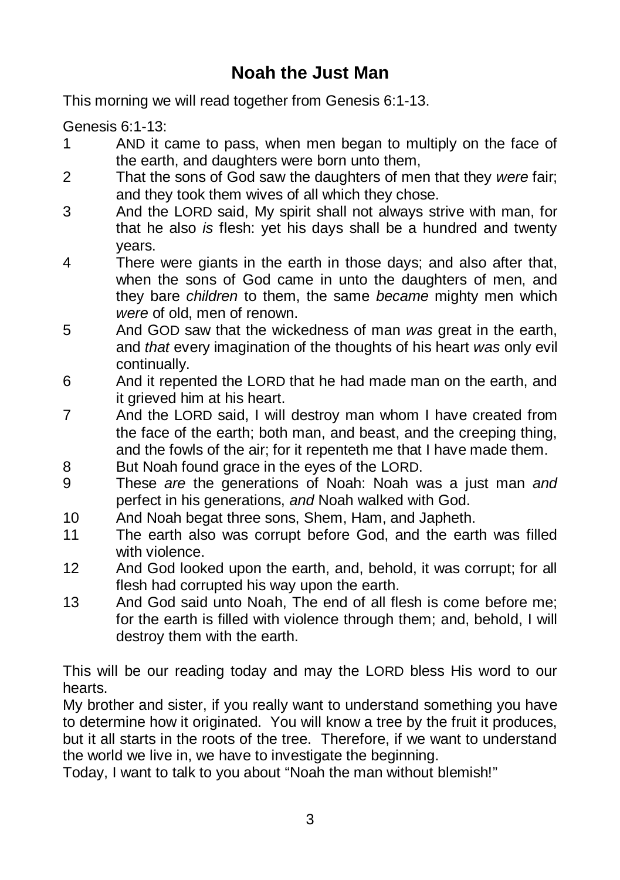## Noah the Just Man

This morning we will read together from Genesis 6:1-13.

Genesis 6:1-13:

1 AND it came to pass, when men began to multiply on the face of the earth, and daughters were born unto them,
2 That the sons of God saw the daughters of men that they *were* fair; and they took them wives of all which they chose.
3 And the LORD said, My spirit shall not always strive with man, for that he also *is* flesh: yet his days shall be a hundred and twenty years.
4 There were giants in the earth in those days; and also after that, when the sons of God came in unto the daughters of men, and they bare *children* to them, the same *became* mighty men which *were* of old, men of renown.
5 And GOD saw that the wickedness of man *was* great in the earth, and *that* every imagination of the thoughts of his heart *was* only evil continually.
6 And it repented the LORD that he had made man on the earth, and it grieved him at his heart.
7 And the LORD said, I will destroy man whom I have created from the face of the earth; both man, and beast, and the creeping thing, and the fowls of the air; for it repenteth me that I have made them.
8 But Noah found grace in the eyes of the LORD.
9 These *are* the generations of Noah: Noah was a just man *and* perfect in his generations, *and* Noah walked with God.
10 And Noah begat three sons, Shem, Ham, and Japheth.
11 The earth also was corrupt before God, and the earth was filled with violence.
12 And God looked upon the earth, and, behold, it was corrupt; for all flesh had corrupted his way upon the earth.
13 And God said unto Noah, The end of all flesh is come before me; for the earth is filled with violence through them; and, behold, I will destroy them with the earth.

This will be our reading today and may the LORD bless His word to our hearts.

My brother and sister, if you really want to understand something you have to determine how it originated. You will know a tree by the fruit it produces, but it all starts in the roots of the tree. Therefore, if we want to understand the world we live in, we have to investigate the beginning.

Today, I want to talk to you about "Noah the man without blemish!"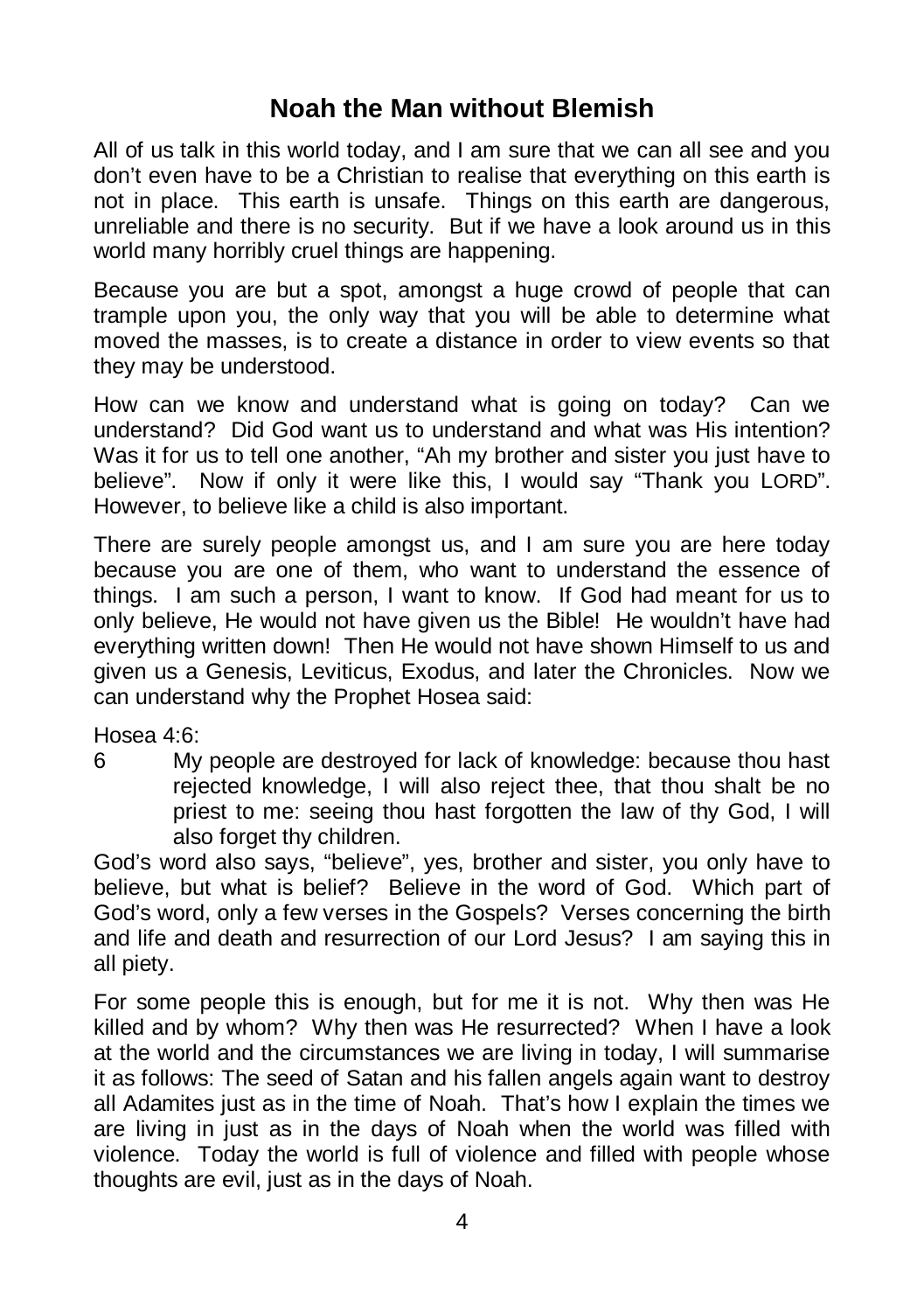# Noah the Man without Blemish

All of us talk in this world today, and I am sure that we can all see and you don't even have to be a Christian to realise that everything on this earth is not in place. This earth is unsafe. Things on this earth are dangerous, unreliable and there is no security. But if we have a look around us in this world many horribly cruel things are happening.

Because you are but a spot, amongst a huge crowd of people that can trample upon you, the only way that you will be able to determine what moved the masses, is to create a distance in order to view events so that they may be understood.

How can we know and understand what is going on today? Can we understand? Did God want us to understand and what was His intention? Was it for us to tell one another, "Ah my brother and sister you just have to believe". Now if only it were like this, I would say "Thank you LORD". However, to believe like a child is also important.

There are surely people amongst us, and I am sure you are here today because you are one of them, who want to understand the essence of things. I am such a person, I want to know. If God had meant for us to only believe, He would not have given us the Bible! He wouldn't have had everything written down! Then He would not have shown Himself to us and given us a Genesis, Leviticus, Exodus, and later the Chronicles. Now we can understand why the Prophet Hosea said:

Hosea 4:6:

6 My people are destroyed for lack of knowledge: because thou hast rejected knowledge, I will also reject thee, that thou shalt be no priest to me: seeing thou hast forgotten the law of thy God, I will also forget thy children.

God's word also says, "believe", yes, brother and sister, you only have to believe, but what is belief? Believe in the word of God. Which part of God's word, only a few verses in the Gospels? Verses concerning the birth and life and death and resurrection of our Lord Jesus? I am saying this in all piety.

For some people this is enough, but for me it is not. Why then was He killed and by whom? Why then was He resurrected? When I have a look at the world and the circumstances we are living in today, I will summarise it as follows: The seed of Satan and his fallen angels again want to destroy all Adamites just as in the time of Noah. That's how I explain the times we are living in just as in the days of Noah when the world was filled with violence. Today the world is full of violence and filled with people whose thoughts are evil, just as in the days of Noah.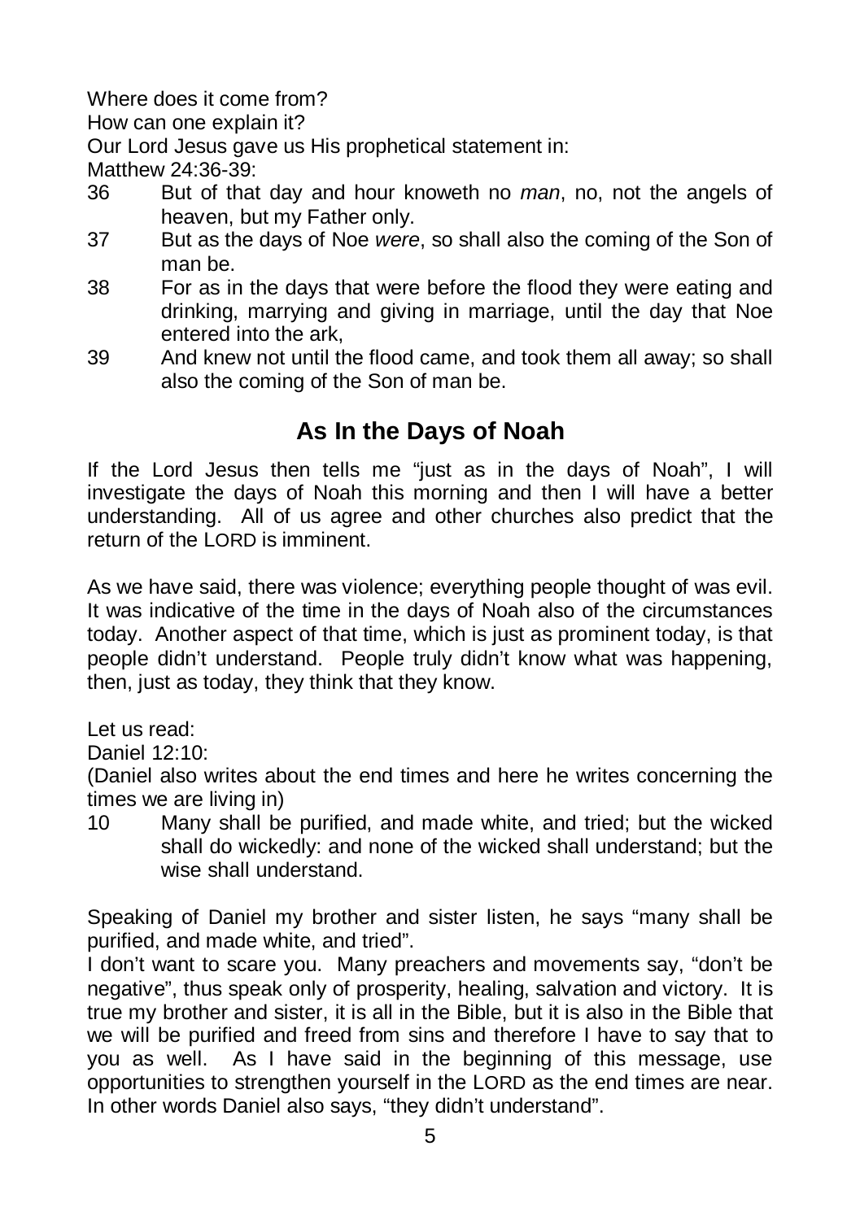Where does it come from?

How can one explain it?

Our Lord Jesus gave us His prophetical statement in:

Matthew 24:36-39:

36 But of that day and hour knoweth no *man*, no, not the angels of heaven, but my Father only.

37 But as the days of Noe *were*, so shall also the coming of the Son of man be.

38 For as in the days that were before the flood they were eating and drinking, marrying and giving in marriage, until the day that Noe entered into the ark,

39 And knew not until the flood came, and took them all away; so shall also the coming of the Son of man be.

## As In the Days of Noah

If the Lord Jesus then tells me "just as in the days of Noah", I will investigate the days of Noah this morning and then I will have a better understanding. All of us agree and other churches also predict that the return of the LORD is imminent.

As we have said, there was violence; everything people thought of was evil. It was indicative of the time in the days of Noah also of the circumstances today. Another aspect of that time, which is just as prominent today, is that people didn't understand. People truly didn't know what was happening, then, just as today, they think that they know.

Let us read:

Daniel 12:10:

(Daniel also writes about the end times and here he writes concerning the times we are living in)

10 Many shall be purified, and made white, and tried; but the wicked shall do wickedly: and none of the wicked shall understand; but the wise shall understand.

Speaking of Daniel my brother and sister listen, he says "many shall be purified, and made white, and tried".

I don't want to scare you. Many preachers and movements say, "don't be negative", thus speak only of prosperity, healing, salvation and victory. It is true my brother and sister, it is all in the Bible, but it is also in the Bible that we will be purified and freed from sins and therefore I have to say that to you as well. As I have said in the beginning of this message, use opportunities to strengthen yourself in the LORD as the end times are near. In other words Daniel also says, "they didn't understand".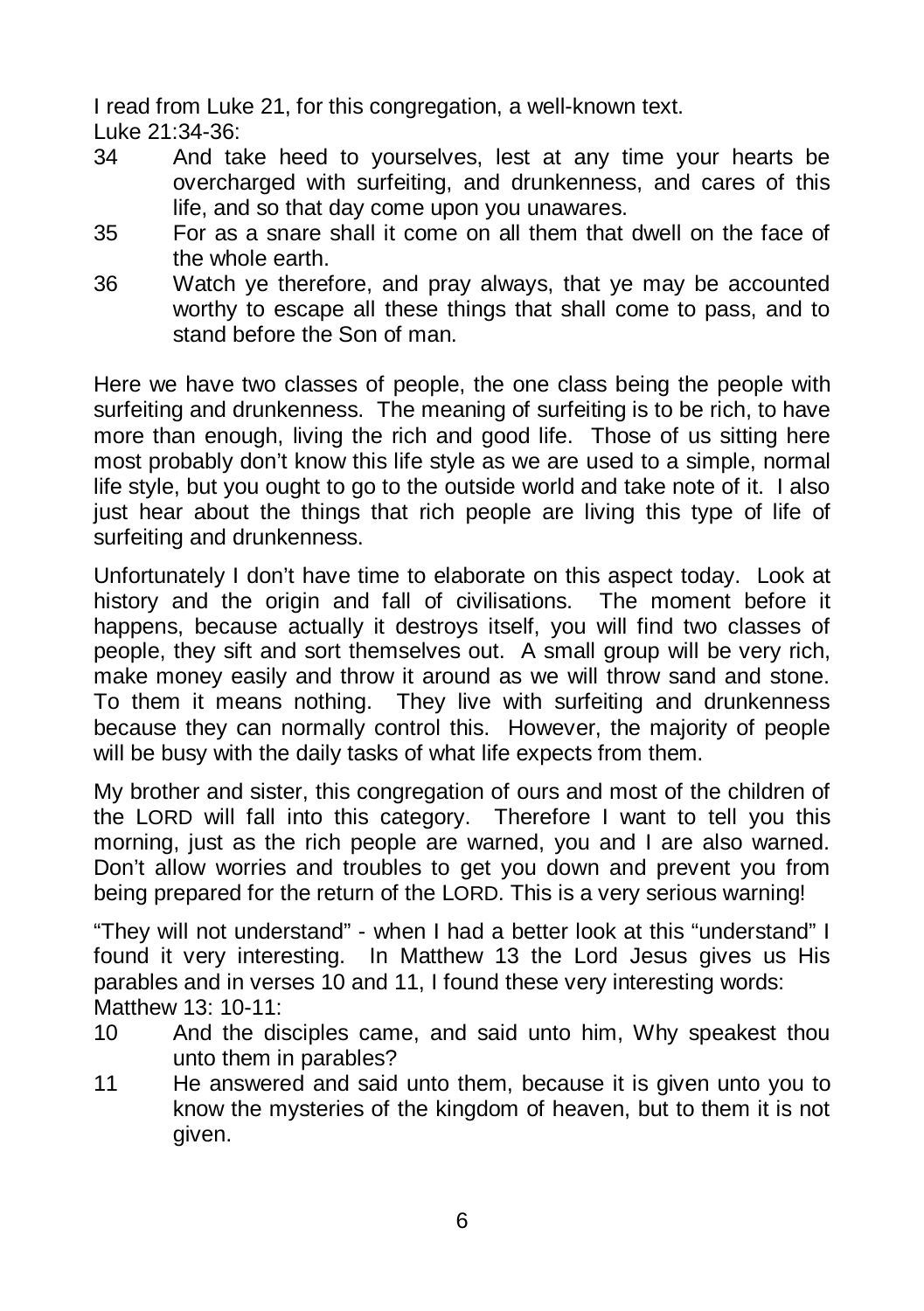I read from Luke 21, for this congregation, a well-known text.
Luke 21:34-36:

34 And take heed to yourselves, lest at any time your hearts be overcharged with surfeiting, and drunkenness, and cares of this life, and so that day come upon you unawares.

35 For as a snare shall it come on all them that dwell on the face of the whole earth.

36 Watch ye therefore, and pray always, that ye may be accounted worthy to escape all these things that shall come to pass, and to stand before the Son of man.

Here we have two classes of people, the one class being the people with surfeiting and drunkenness. The meaning of surfeiting is to be rich, to have more than enough, living the rich and good life. Those of us sitting here most probably don't know this life style as we are used to a simple, normal life style, but you ought to go to the outside world and take note of it. I also just hear about the things that rich people are living this type of life of surfeiting and drunkenness.

Unfortunately I don't have time to elaborate on this aspect today. Look at history and the origin and fall of civilisations. The moment before it happens, because actually it destroys itself, you will find two classes of people, they sift and sort themselves out. A small group will be very rich, make money easily and throw it around as we will throw sand and stone. To them it means nothing. They live with surfeiting and drunkenness because they can normally control this. However, the majority of people will be busy with the daily tasks of what life expects from them.

My brother and sister, this congregation of ours and most of the children of the LORD will fall into this category. Therefore I want to tell you this morning, just as the rich people are warned, you and I are also warned. Don't allow worries and troubles to get you down and prevent you from being prepared for the return of the LORD. This is a very serious warning!

"They will not understand" - when I had a better look at this "understand" I found it very interesting. In Matthew 13 the Lord Jesus gives us His parables and in verses 10 and 11, I found these very interesting words:
Matthew 13: 10-11:

10 And the disciples came, and said unto him, Why speakest thou unto them in parables?

11 He answered and said unto them, because it is given unto you to know the mysteries of the kingdom of heaven, but to them it is not given.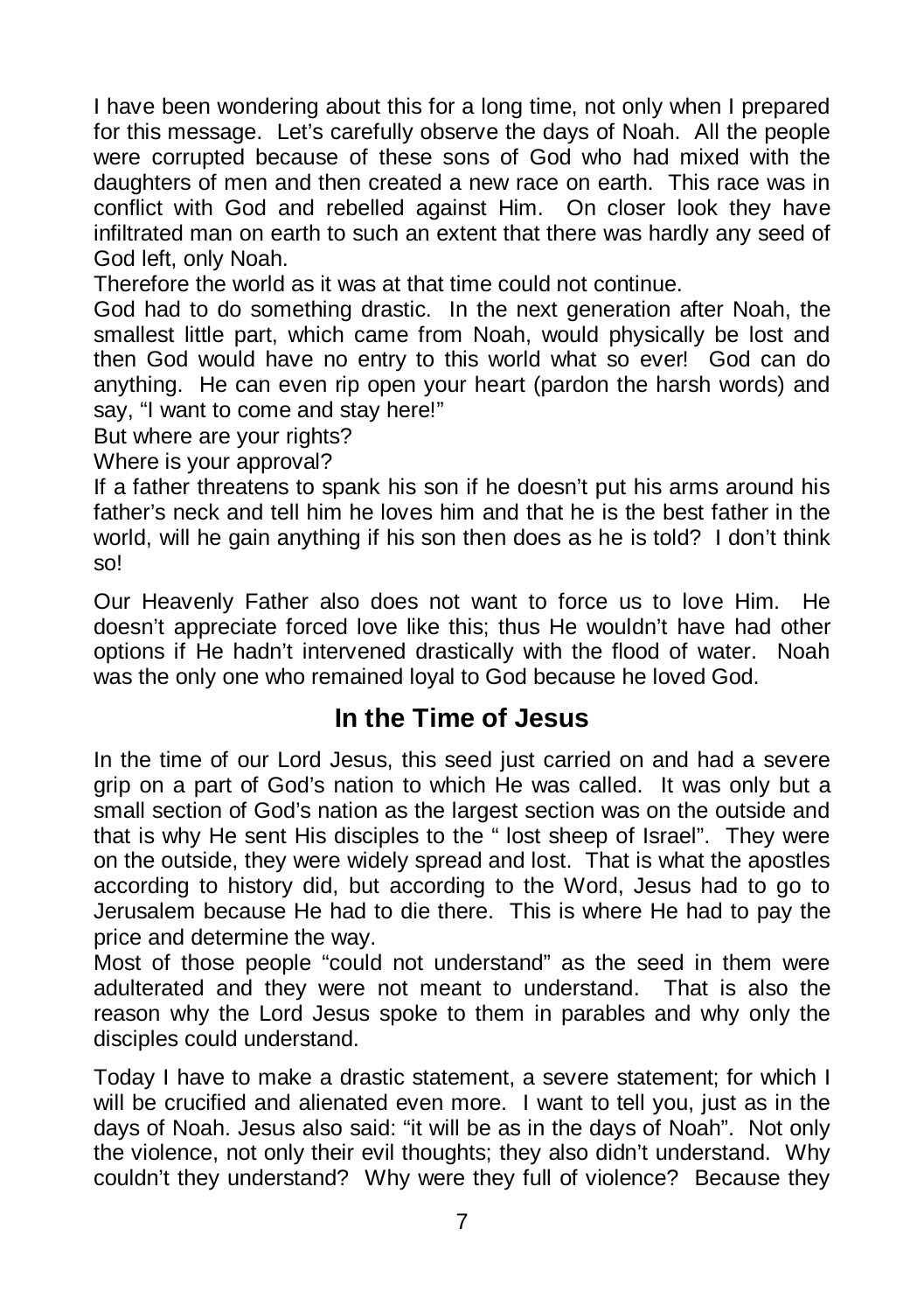I have been wondering about this for a long time, not only when I prepared for this message. Let's carefully observe the days of Noah. All the people were corrupted because of these sons of God who had mixed with the daughters of men and then created a new race on earth. This race was in conflict with God and rebelled against Him. On closer look they have infiltrated man on earth to such an extent that there was hardly any seed of God left, only Noah.

Therefore the world as it was at that time could not continue.

God had to do something drastic. In the next generation after Noah, the smallest little part, which came from Noah, would physically be lost and then God would have no entry to this world what so ever! God can do anything. He can even rip open your heart (pardon the harsh words) and say, "I want to come and stay here!"

But where are your rights?

Where is your approval?

If a father threatens to spank his son if he doesn't put his arms around his father's neck and tell him he loves him and that he is the best father in the world, will he gain anything if his son then does as he is told? I don't think so!

Our Heavenly Father also does not want to force us to love Him. He doesn't appreciate forced love like this; thus He wouldn't have had other options if He hadn't intervened drastically with the flood of water. Noah was the only one who remained loyal to God because he loved God.

## In the Time of Jesus

In the time of our Lord Jesus, this seed just carried on and had a severe grip on a part of God's nation to which He was called. It was only but a small section of God's nation as the largest section was on the outside and that is why He sent His disciples to the " lost sheep of Israel". They were on the outside, they were widely spread and lost. That is what the apostles according to history did, but according to the Word, Jesus had to go to Jerusalem because He had to die there. This is where He had to pay the price and determine the way.

Most of those people "could not understand" as the seed in them were adulterated and they were not meant to understand. That is also the reason why the Lord Jesus spoke to them in parables and why only the disciples could understand.

Today I have to make a drastic statement, a severe statement; for which I will be crucified and alienated even more. I want to tell you, just as in the days of Noah. Jesus also said: "it will be as in the days of Noah". Not only the violence, not only their evil thoughts; they also didn't understand. Why couldn't they understand? Why were they full of violence? Because they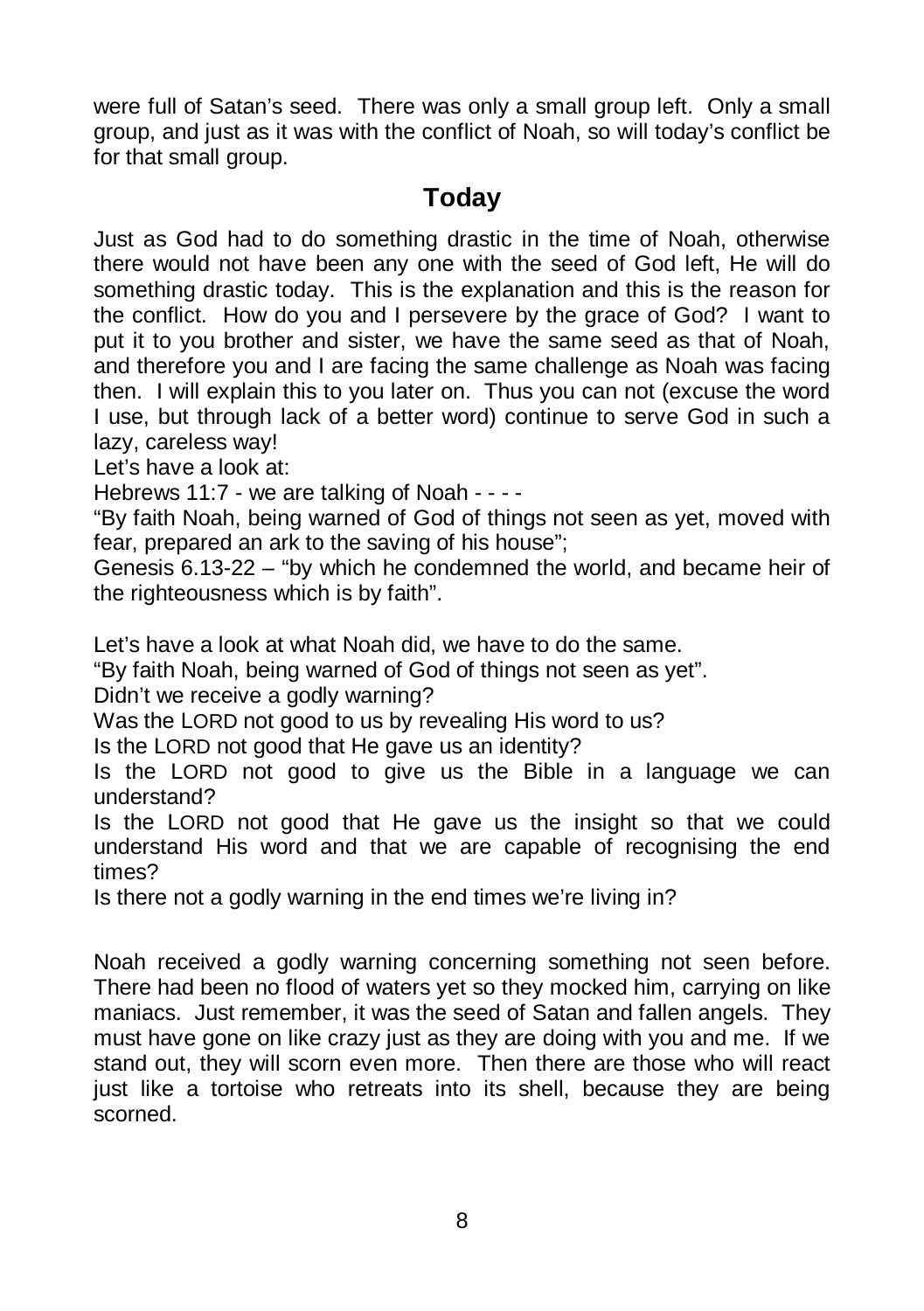were full of Satan's seed. There was only a small group left. Only a small group, and just as it was with the conflict of Noah, so will today's conflict be for that small group.

## Today

Just as God had to do something drastic in the time of Noah, otherwise there would not have been any one with the seed of God left, He will do something drastic today. This is the explanation and this is the reason for the conflict. How do you and I persevere by the grace of God? I want to put it to you brother and sister, we have the same seed as that of Noah, and therefore you and I are facing the same challenge as Noah was facing then. I will explain this to you later on. Thus you can not (excuse the word I use, but through lack of a better word) continue to serve God in such a lazy, careless way!

Let's have a look at:

Hebrews 11:7 - we are talking of Noah - - - -

"By faith Noah, being warned of God of things not seen as yet, moved with fear, prepared an ark to the saving of his house";

Genesis 6.13-22 – "by which he condemned the world, and became heir of the righteousness which is by faith".

Let's have a look at what Noah did, we have to do the same.

"By faith Noah, being warned of God of things not seen as yet".

Didn't we receive a godly warning?

Was the LORD not good to us by revealing His word to us?

Is the LORD not good that He gave us an identity?

Is the LORD not good to give us the Bible in a language we can understand?

Is the LORD not good that He gave us the insight so that we could understand His word and that we are capable of recognising the end times?

Is there not a godly warning in the end times we're living in?

Noah received a godly warning concerning something not seen before. There had been no flood of waters yet so they mocked him, carrying on like maniacs. Just remember, it was the seed of Satan and fallen angels. They must have gone on like crazy just as they are doing with you and me. If we stand out, they will scorn even more. Then there are those who will react just like a tortoise who retreats into its shell, because they are being scorned.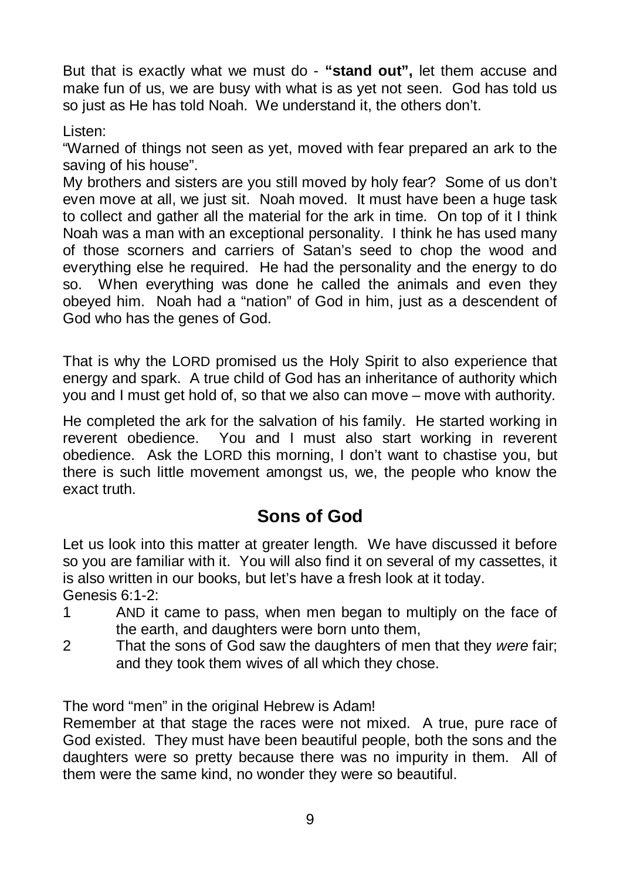But that is exactly what we must do - **"stand out",** let them accuse and make fun of us, we are busy with what is as yet not seen. God has told us so just as He has told Noah. We understand it, the others don't.

Listen:

"Warned of things not seen as yet, moved with fear prepared an ark to the saving of his house".

My brothers and sisters are you still moved by holy fear? Some of us don't even move at all, we just sit. Noah moved. It must have been a huge task to collect and gather all the material for the ark in time. On top of it I think Noah was a man with an exceptional personality. I think he has used many of those scorners and carriers of Satan's seed to chop the wood and everything else he required. He had the personality and the energy to do so. When everything was done he called the animals and even they obeyed him. Noah had a "nation" of God in him, just as a descendent of God who has the genes of God.

That is why the LORD promised us the Holy Spirit to also experience that energy and spark. A true child of God has an inheritance of authority which you and I must get hold of, so that we also can move – move with authority.

He completed the ark for the salvation of his family. He started working in reverent obedience. You and I must also start working in reverent obedience. Ask the LORD this morning, I don't want to chastise you, but there is such little movement amongst us, we, the people who know the exact truth.

## Sons of God

Let us look into this matter at greater length. We have discussed it before so you are familiar with it. You will also find it on several of my cassettes, it is also written in our books, but let's have a fresh look at it today.

Genesis 6:1-2:

1 AND it came to pass, when men began to multiply on the face of the earth, and daughters were born unto them,

2 That the sons of God saw the daughters of men that they *were* fair; and they took them wives of all which they chose.

The word "men" in the original Hebrew is Adam!

Remember at that stage the races were not mixed. A true, pure race of God existed. They must have been beautiful people, both the sons and the daughters were so pretty because there was no impurity in them. All of them were the same kind, no wonder they were so beautiful.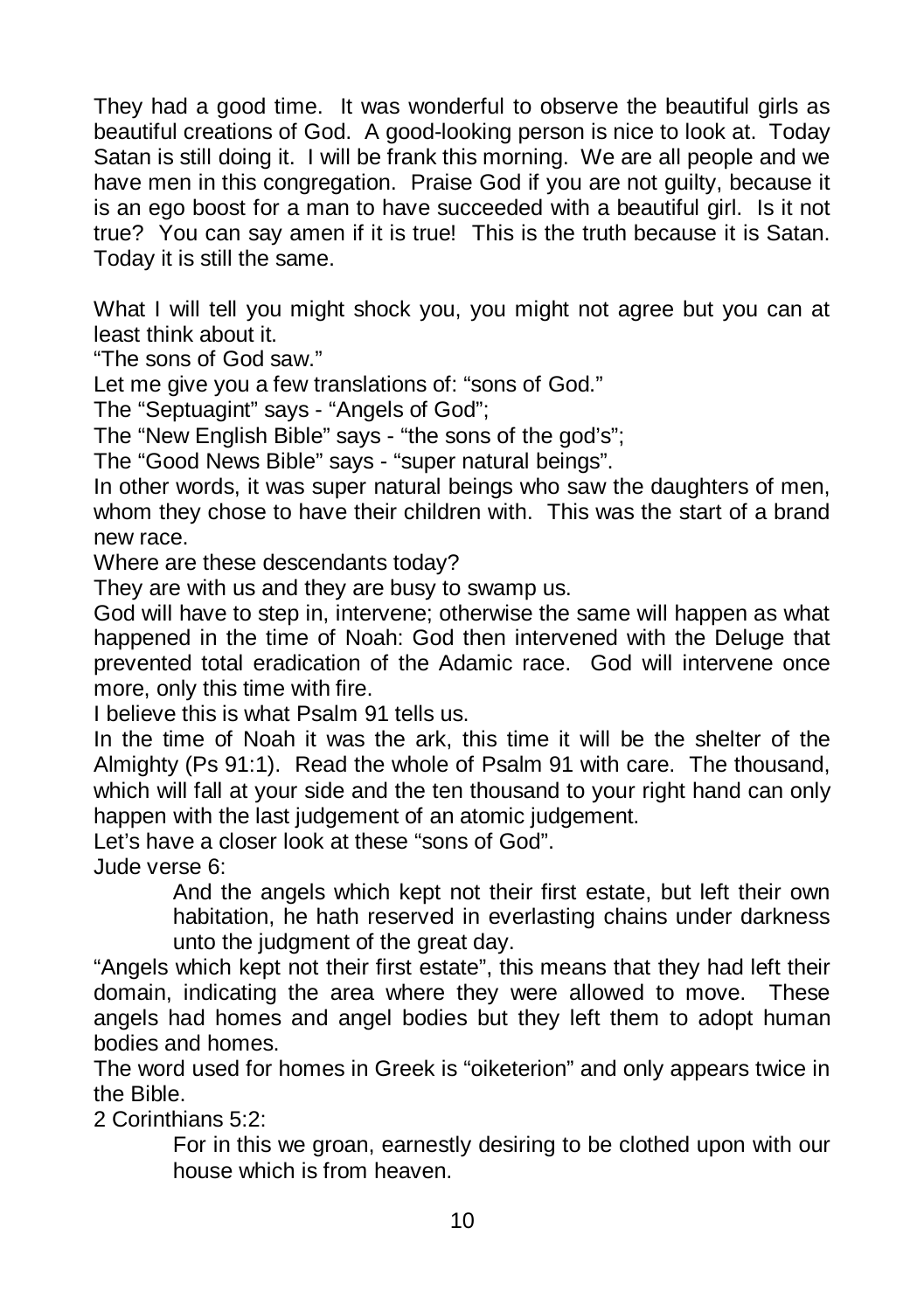They had a good time. It was wonderful to observe the beautiful girls as beautiful creations of God. A good-looking person is nice to look at. Today Satan is still doing it. I will be frank this morning. We are all people and we have men in this congregation. Praise God if you are not guilty, because it is an ego boost for a man to have succeeded with a beautiful girl. Is it not true? You can say amen if it is true! This is the truth because it is Satan. Today it is still the same.

What I will tell you might shock you, you might not agree but you can at least think about it.

"The sons of God saw."

Let me give you a few translations of: "sons of God."

The "Septuagint" says - "Angels of God";

The "New English Bible" says - "the sons of the god's";

The "Good News Bible" says - "super natural beings".

In other words, it was super natural beings who saw the daughters of men, whom they chose to have their children with. This was the start of a brand new race.

Where are these descendants today?

They are with us and they are busy to swamp us.

God will have to step in, intervene; otherwise the same will happen as what happened in the time of Noah: God then intervened with the Deluge that prevented total eradication of the Adamic race. God will intervene once more, only this time with fire.

I believe this is what Psalm 91 tells us.

In the time of Noah it was the ark, this time it will be the shelter of the Almighty (Ps 91:1). Read the whole of Psalm 91 with care. The thousand, which will fall at your side and the ten thousand to your right hand can only happen with the last judgement of an atomic judgement.

Let's have a closer look at these "sons of God".

Jude verse 6:

> And the angels which kept not their first estate, but left their own habitation, he hath reserved in everlasting chains under darkness unto the judgment of the great day.

"Angels which kept not their first estate", this means that they had left their domain, indicating the area where they were allowed to move. These angels had homes and angel bodies but they left them to adopt human bodies and homes.

The word used for homes in Greek is "oiketerion" and only appears twice in the Bible.

2 Corinthians 5:2:

> For in this we groan, earnestly desiring to be clothed upon with our house which is from heaven.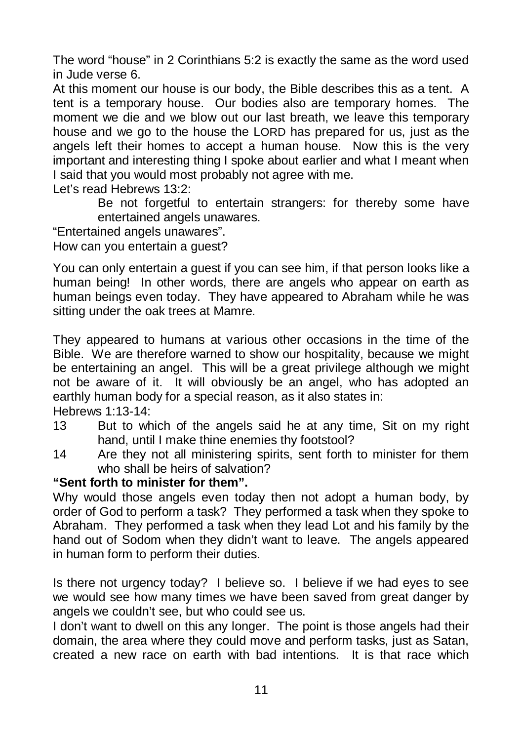The word "house" in 2 Corinthians 5:2 is exactly the same as the word used in Jude verse 6.

At this moment our house is our body, the Bible describes this as a tent. A tent is a temporary house. Our bodies also are temporary homes. The moment we die and we blow out our last breath, we leave this temporary house and we go to the house the LORD has prepared for us, just as the angels left their homes to accept a human house. Now this is the very important and interesting thing I spoke about earlier and what I meant when I said that you would most probably not agree with me.

Let's read Hebrews 13:2:

> Be not forgetful to entertain strangers: for thereby some have entertained angels unawares.

"Entertained angels unawares".

How can you entertain a guest?

You can only entertain a guest if you can see him, if that person looks like a human being! In other words, there are angels who appear on earth as human beings even today. They have appeared to Abraham while he was sitting under the oak trees at Mamre.

They appeared to humans at various other occasions in the time of the Bible. We are therefore warned to show our hospitality, because we might be entertaining an angel. This will be a great privilege although we might not be aware of it. It will obviously be an angel, who has adopted an earthly human body for a special reason, as it also states in:

Hebrews 1:13-14:

13 But to which of the angels said he at any time, Sit on my right hand, until I make thine enemies thy footstool?

14 Are they not all ministering spirits, sent forth to minister for them who shall be heirs of salvation?

**"Sent forth to minister for them".**

Why would those angels even today then not adopt a human body, by order of God to perform a task? They performed a task when they spoke to Abraham. They performed a task when they lead Lot and his family by the hand out of Sodom when they didn't want to leave. The angels appeared in human form to perform their duties.

Is there not urgency today? I believe so. I believe if we had eyes to see we would see how many times we have been saved from great danger by angels we couldn't see, but who could see us.

I don't want to dwell on this any longer. The point is those angels had their domain, the area where they could move and perform tasks, just as Satan, created a new race on earth with bad intentions. It is that race which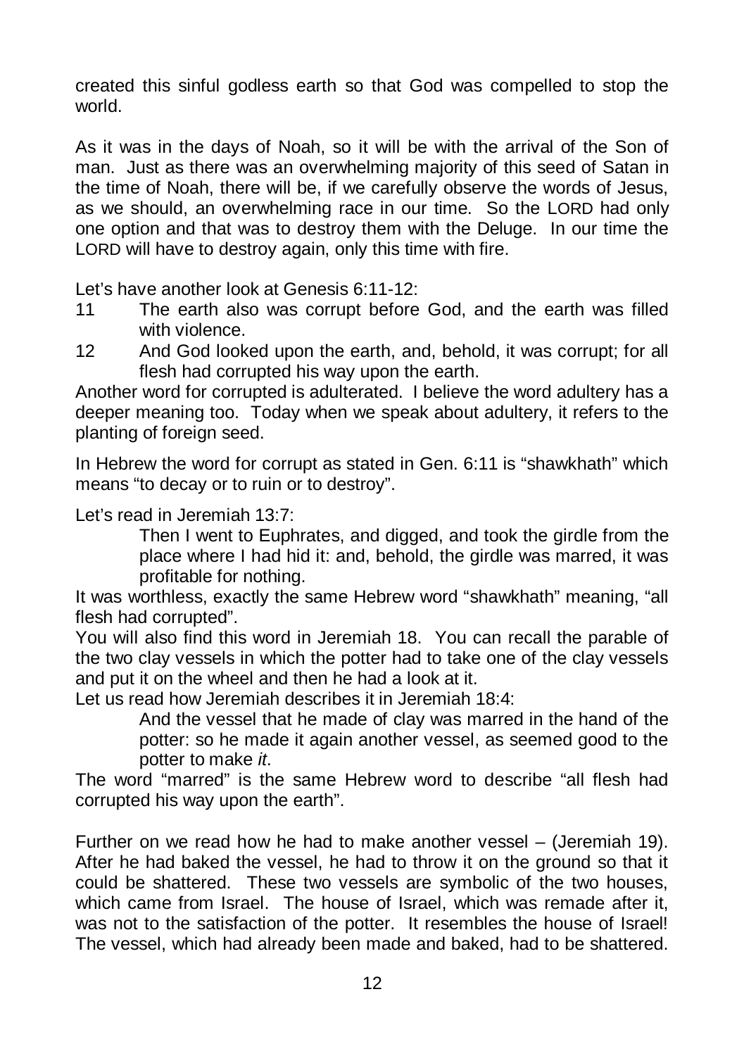created this sinful godless earth so that God was compelled to stop the world.

As it was in the days of Noah, so it will be with the arrival of the Son of man. Just as there was an overwhelming majority of this seed of Satan in the time of Noah, there will be, if we carefully observe the words of Jesus, as we should, an overwhelming race in our time. So the LORD had only one option and that was to destroy them with the Deluge. In our time the LORD will have to destroy again, only this time with fire.

Let's have another look at Genesis 6:11-12:

11 The earth also was corrupt before God, and the earth was filled with violence.

12 And God looked upon the earth, and, behold, it was corrupt; for all flesh had corrupted his way upon the earth.

Another word for corrupted is adulterated. I believe the word adultery has a deeper meaning too. Today when we speak about adultery, it refers to the planting of foreign seed.

In Hebrew the word for corrupt as stated in Gen. 6:11 is "shawkhath" which means "to decay or to ruin or to destroy".

Let's read in Jeremiah 13:7:

> Then I went to Euphrates, and digged, and took the girdle from the place where I had hid it: and, behold, the girdle was marred, it was profitable for nothing.

It was worthless, exactly the same Hebrew word "shawkhath" meaning, "all flesh had corrupted".

You will also find this word in Jeremiah 18. You can recall the parable of the two clay vessels in which the potter had to take one of the clay vessels and put it on the wheel and then he had a look at it.

Let us read how Jeremiah describes it in Jeremiah 18:4:

> And the vessel that he made of clay was marred in the hand of the potter: so he made it again another vessel, as seemed good to the potter to make *it*.

The word "marred" is the same Hebrew word to describe "all flesh had corrupted his way upon the earth".

Further on we read how he had to make another vessel – (Jeremiah 19). After he had baked the vessel, he had to throw it on the ground so that it could be shattered. These two vessels are symbolic of the two houses, which came from Israel. The house of Israel, which was remade after it, was not to the satisfaction of the potter. It resembles the house of Israel! The vessel, which had already been made and baked, had to be shattered.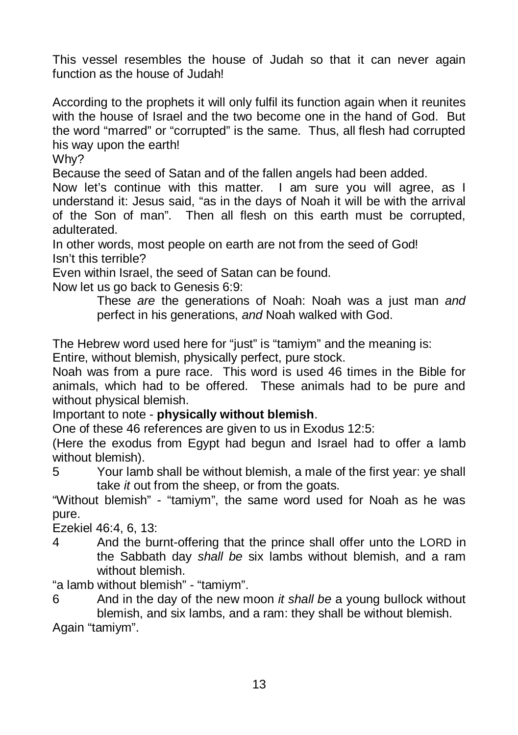This vessel resembles the house of Judah so that it can never again function as the house of Judah!

According to the prophets it will only fulfil its function again when it reunites with the house of Israel and the two become one in the hand of God. But the word "marred" or "corrupted" is the same. Thus, all flesh had corrupted his way upon the earth!

Why?

Because the seed of Satan and of the fallen angels had been added.

Now let's continue with this matter. I am sure you will agree, as I understand it: Jesus said, "as in the days of Noah it will be with the arrival of the Son of man". Then all flesh on this earth must be corrupted, adulterated.

In other words, most people on earth are not from the seed of God!

Isn't this terrible?

Even within Israel, the seed of Satan can be found.

Now let us go back to Genesis 6:9:

> These *are* the generations of Noah: Noah was a just man *and* perfect in his generations, *and* Noah walked with God.

The Hebrew word used here for "just" is "tamiym" and the meaning is:

Entire, without blemish, physically perfect, pure stock.

Noah was from a pure race. This word is used 46 times in the Bible for animals, which had to be offered. These animals had to be pure and without physical blemish.

Important to note - **physically without blemish**.

One of these 46 references are given to us in Exodus 12:5:

(Here the exodus from Egypt had begun and Israel had to offer a lamb without blemish).

> 5 Your lamb shall be without blemish, a male of the first year: ye shall take *it* out from the sheep, or from the goats.

"Without blemish" - "tamiym", the same word used for Noah as he was pure.

Ezekiel 46:4, 6, 13:

> 4 And the burnt-offering that the prince shall offer unto the LORD in the Sabbath day *shall be* six lambs without blemish, and a ram without blemish.

"a lamb without blemish" - "tamiym".

> 6 And in the day of the new moon *it shall be* a young bullock without blemish, and six lambs, and a ram: they shall be without blemish.

Again "tamiym".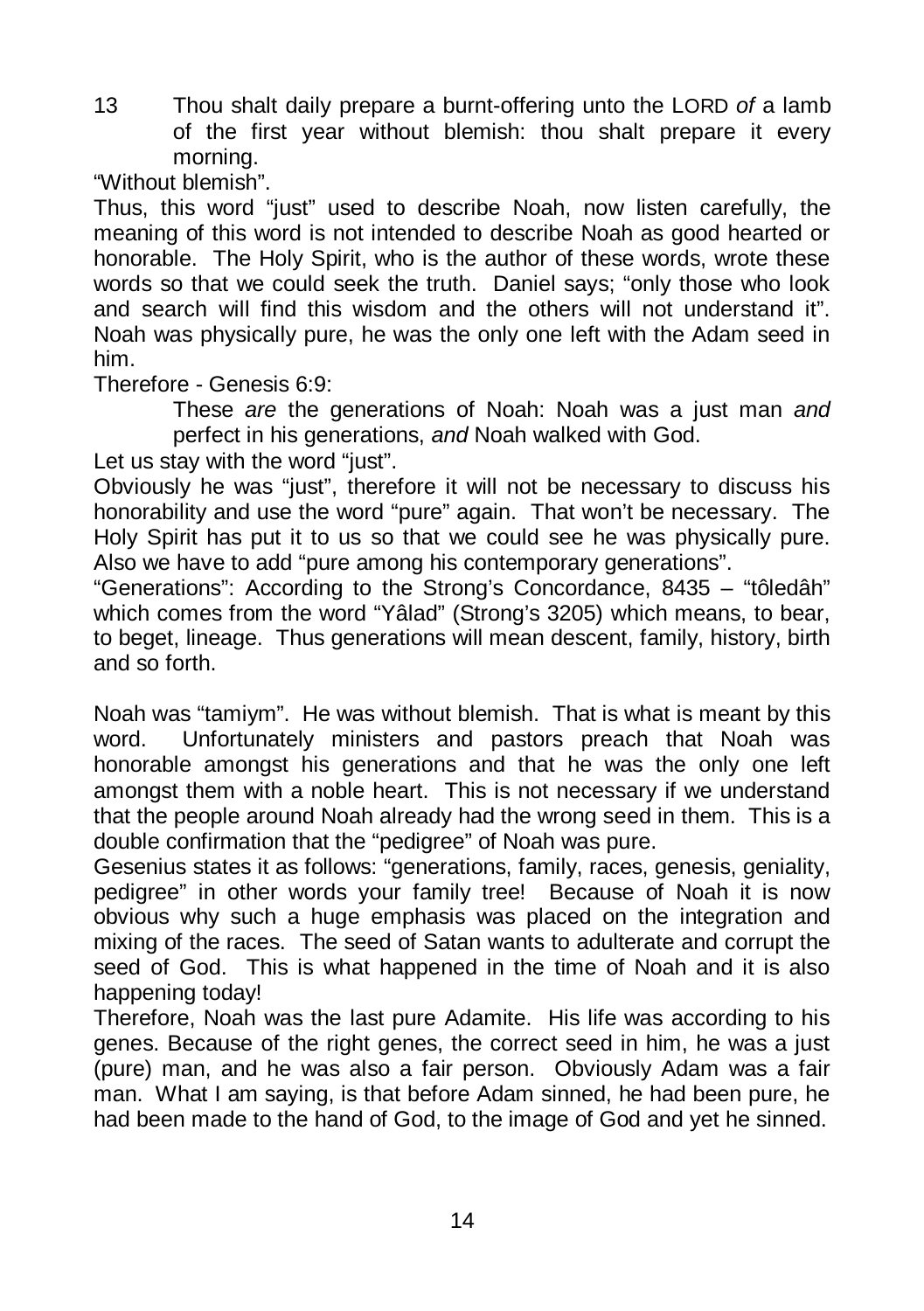13 Thou shalt daily prepare a burnt-offering unto the LORD *of* a lamb of the first year without blemish: thou shalt prepare it every morning.

"Without blemish".

Thus, this word "just" used to describe Noah, now listen carefully, the meaning of this word is not intended to describe Noah as good hearted or honorable. The Holy Spirit, who is the author of these words, wrote these words so that we could seek the truth. Daniel says; "only those who look and search will find this wisdom and the others will not understand it". Noah was physically pure, he was the only one left with the Adam seed in him.

Therefore - Genesis 6:9:

> These *are* the generations of Noah: Noah was a just man *and* perfect in his generations, *and* Noah walked with God.

Let us stay with the word "just".

Obviously he was "just", therefore it will not be necessary to discuss his honorability and use the word "pure" again. That won't be necessary. The Holy Spirit has put it to us so that we could see he was physically pure. Also we have to add "pure among his contemporary generations".

"Generations": According to the Strong's Concordance, 8435 – "tôledâh" which comes from the word "Yâlad" (Strong's 3205) which means, to bear, to beget, lineage. Thus generations will mean descent, family, history, birth and so forth.

Noah was "tamiym". He was without blemish. That is what is meant by this word. Unfortunately ministers and pastors preach that Noah was honorable amongst his generations and that he was the only one left amongst them with a noble heart. This is not necessary if we understand that the people around Noah already had the wrong seed in them. This is a double confirmation that the "pedigree" of Noah was pure.

Gesenius states it as follows: "generations, family, races, genesis, geniality, pedigree" in other words your family tree! Because of Noah it is now obvious why such a huge emphasis was placed on the integration and mixing of the races. The seed of Satan wants to adulterate and corrupt the seed of God. This is what happened in the time of Noah and it is also happening today!

Therefore, Noah was the last pure Adamite. His life was according to his genes. Because of the right genes, the correct seed in him, he was a just (pure) man, and he was also a fair person. Obviously Adam was a fair man. What I am saying, is that before Adam sinned, he had been pure, he had been made to the hand of God, to the image of God and yet he sinned.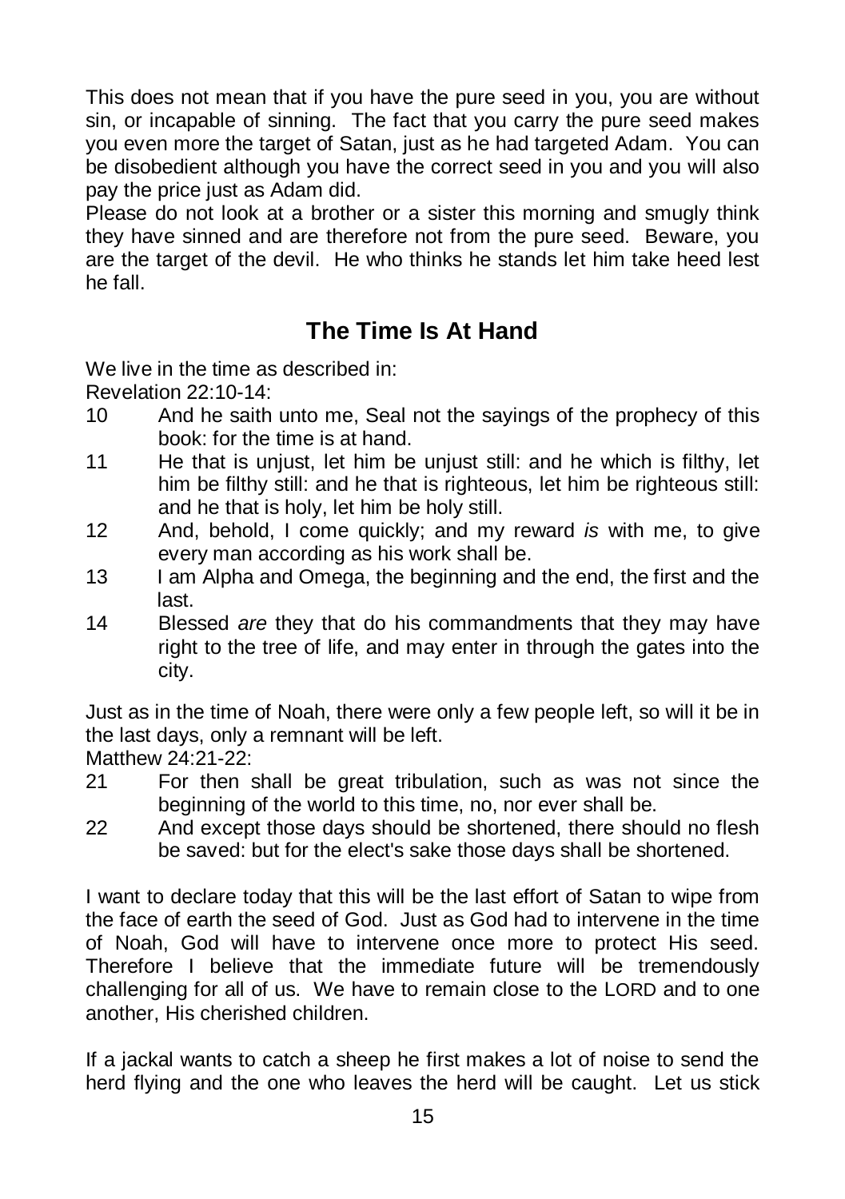This does not mean that if you have the pure seed in you, you are without sin, or incapable of sinning. The fact that you carry the pure seed makes you even more the target of Satan, just as he had targeted Adam. You can be disobedient although you have the correct seed in you and you will also pay the price just as Adam did.

Please do not look at a brother or a sister this morning and smugly think they have sinned and are therefore not from the pure seed. Beware, you are the target of the devil. He who thinks he stands let him take heed lest he fall.

## The Time Is At Hand

We live in the time as described in:

Revelation 22:10-14:

10 And he saith unto me, Seal not the sayings of the prophecy of this book: for the time is at hand.

11 He that is unjust, let him be unjust still: and he which is filthy, let him be filthy still: and he that is righteous, let him be righteous still: and he that is holy, let him be holy still.

12 And, behold, I come quickly; and my reward *is* with me, to give every man according as his work shall be.

13 I am Alpha and Omega, the beginning and the end, the first and the last.

14 Blessed *are* they that do his commandments that they may have right to the tree of life, and may enter in through the gates into the city.

Just as in the time of Noah, there were only a few people left, so will it be in the last days, only a remnant will be left.

Matthew 24:21-22:

21 For then shall be great tribulation, such as was not since the beginning of the world to this time, no, nor ever shall be.

22 And except those days should be shortened, there should no flesh be saved: but for the elect's sake those days shall be shortened.

I want to declare today that this will be the last effort of Satan to wipe from the face of earth the seed of God. Just as God had to intervene in the time of Noah, God will have to intervene once more to protect His seed. Therefore I believe that the immediate future will be tremendously challenging for all of us. We have to remain close to the LORD and to one another, His cherished children.

If a jackal wants to catch a sheep he first makes a lot of noise to send the herd flying and the one who leaves the herd will be caught. Let us stick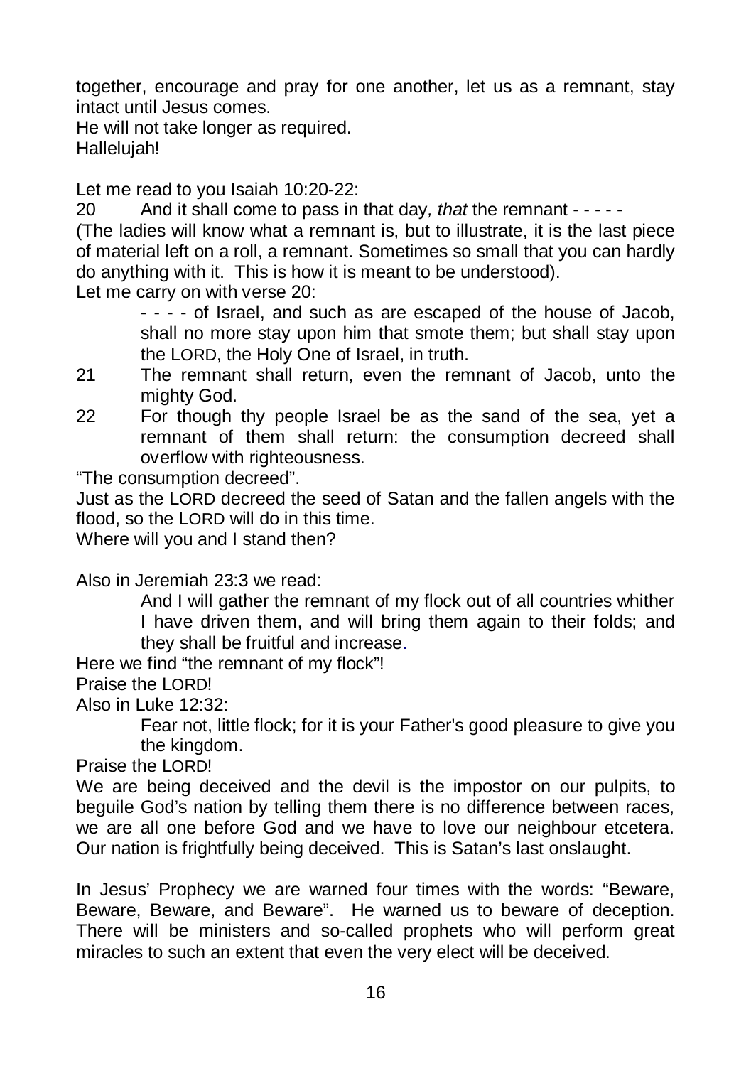together, encourage and pray for one another, let us as a remnant, stay intact until Jesus comes.
He will not take longer as required.
Hallelujah!

Let me read to you Isaiah 10:20-22:

20 And it shall come to pass in that day*, that* the remnant - - - - -

(The ladies will know what a remnant is, but to illustrate, it is the last piece of material left on a roll, a remnant. Sometimes so small that you can hardly do anything with it. This is how it is meant to be understood).

Let me carry on with verse 20:

> - - - - of Israel, and such as are escaped of the house of Jacob, shall no more stay upon him that smote them; but shall stay upon the LORD, the Holy One of Israel, in truth.

21 The remnant shall return, even the remnant of Jacob, unto the mighty God.

22 For though thy people Israel be as the sand of the sea, yet a remnant of them shall return: the consumption decreed shall overflow with righteousness.

"The consumption decreed".
Just as the LORD decreed the seed of Satan and the fallen angels with the flood, so the LORD will do in this time.
Where will you and I stand then?

Also in Jeremiah 23:3 we read:

> And I will gather the remnant of my flock out of all countries whither I have driven them, and will bring them again to their folds; and they shall be fruitful and increase.

Here we find "the remnant of my flock"!
Praise the LORD!
Also in Luke 12:32:

> Fear not, little flock; for it is your Father's good pleasure to give you the kingdom.

Praise the LORD!
We are being deceived and the devil is the impostor on our pulpits, to beguile God's nation by telling them there is no difference between races, we are all one before God and we have to love our neighbour etcetera. Our nation is frightfully being deceived. This is Satan's last onslaught.

In Jesus' Prophecy we are warned four times with the words: "Beware, Beware, Beware, and Beware". He warned us to beware of deception. There will be ministers and so-called prophets who will perform great miracles to such an extent that even the very elect will be deceived.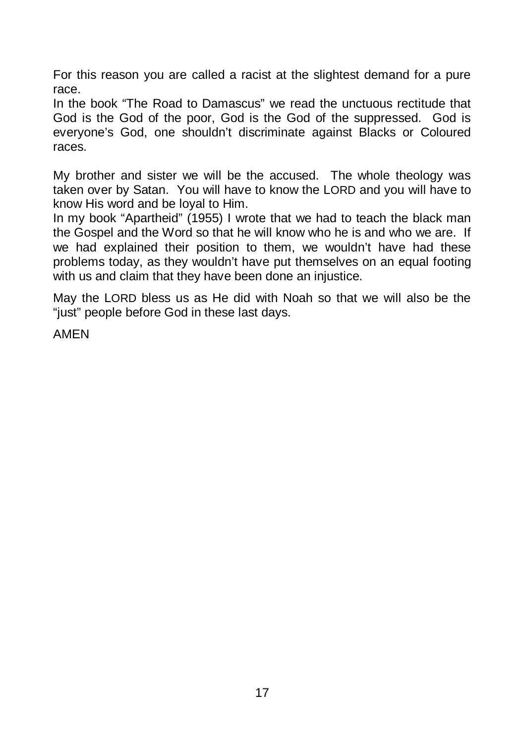For this reason you are called a racist at the slightest demand for a pure race.

In the book "The Road to Damascus" we read the unctuous rectitude that God is the God of the poor, God is the God of the suppressed. God is everyone's God, one shouldn't discriminate against Blacks or Coloured races.

My brother and sister we will be the accused. The whole theology was taken over by Satan. You will have to know the LORD and you will have to know His word and be loyal to Him.

In my book "Apartheid" (1955) I wrote that we had to teach the black man the Gospel and the Word so that he will know who he is and who we are. If we had explained their position to them, we wouldn't have had these problems today, as they wouldn't have put themselves on an equal footing with us and claim that they have been done an injustice.

May the LORD bless us as He did with Noah so that we will also be the "just" people before God in these last days.

AMEN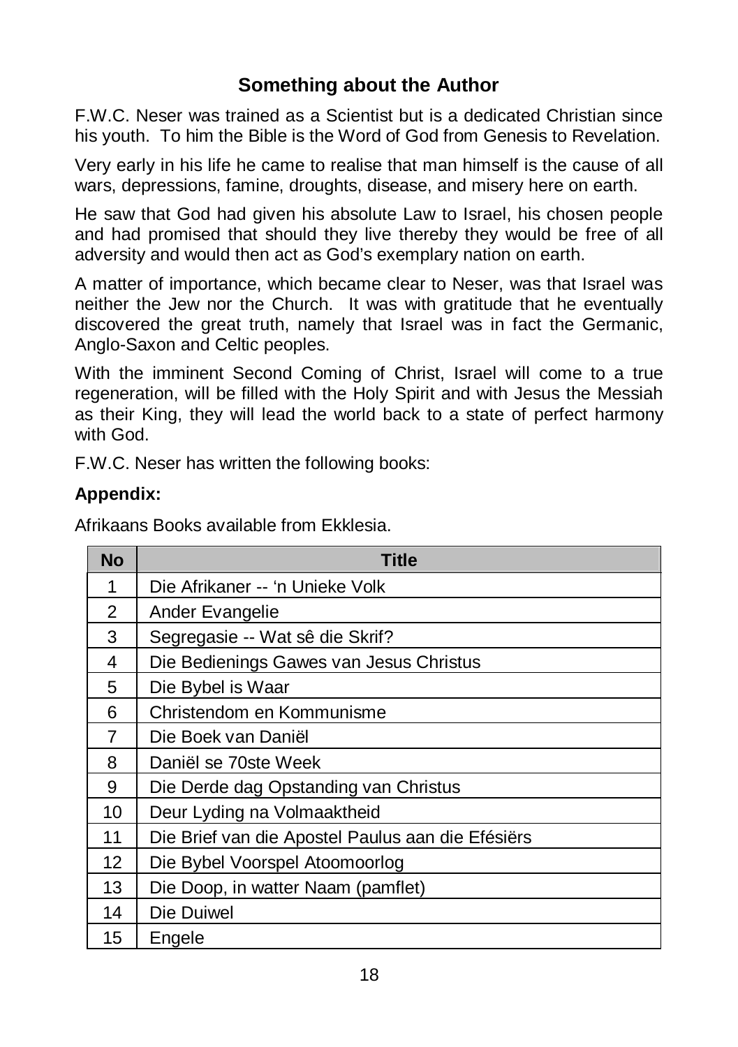## Something about the Author

F.W.C. Neser was trained as a Scientist but is a dedicated Christian since his youth. To him the Bible is the Word of God from Genesis to Revelation.

Very early in his life he came to realise that man himself is the cause of all wars, depressions, famine, droughts, disease, and misery here on earth.

He saw that God had given his absolute Law to Israel, his chosen people and had promised that should they live thereby they would be free of all adversity and would then act as God's exemplary nation on earth.

A matter of importance, which became clear to Neser, was that Israel was neither the Jew nor the Church. It was with gratitude that he eventually discovered the great truth, namely that Israel was in fact the Germanic, Anglo-Saxon and Celtic peoples.

With the imminent Second Coming of Christ, Israel will come to a true regeneration, will be filled with the Holy Spirit and with Jesus the Messiah as their King, they will lead the world back to a state of perfect harmony with God.

F.W.C. Neser has written the following books:

**Appendix:**

Afrikaans Books available from Ekklesia.

| No | Title |
|---|---|
| 1 | Die Afrikaner -- 'n Unieke Volk |
| 2 | Ander Evangelie |
| 3 | Segregasie -- Wat sê die Skrif? |
| 4 | Die Bedienings Gawes van Jesus Christus |
| 5 | Die Bybel is Waar |
| 6 | Christendom en Kommunisme |
| 7 | Die Boek van Daniël |
| 8 | Daniël se 70ste Week |
| 9 | Die Derde dag Opstanding van Christus |
| 10 | Deur Lyding na Volmaaktheid |
| 11 | Die Brief van die Apostel Paulus aan die Efésiërs |
| 12 | Die Bybel Voorspel Atoomoorlog |
| 13 | Die Doop, in watter Naam (pamflet) |
| 14 | Die Duiwel |
| 15 | Engele |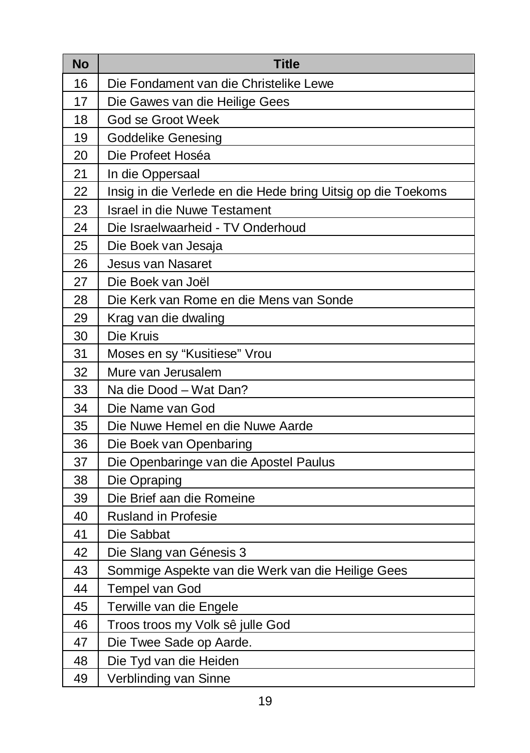| No | Title |
|---|---|
| 16 | Die Fondament van die Christelike Lewe |
| 17 | Die Gawes van die Heilige Gees |
| 18 | God se Groot Week |
| 19 | Goddelike Genesing |
| 20 | Die Profeet Hoséa |
| 21 | In die Oppersaal |
| 22 | Insig in die Verlede en die Hede bring Uitsig op die Toekoms |
| 23 | Israel in die Nuwe Testament |
| 24 | Die Israelwaarheid - TV Onderhoud |
| 25 | Die Boek van Jesaja |
| 26 | Jesus van Nasaret |
| 27 | Die Boek van Joël |
| 28 | Die Kerk van Rome en die Mens van Sonde |
| 29 | Krag van die dwaling |
| 30 | Die Kruis |
| 31 | Moses en sy "Kusitiese" Vrou |
| 32 | Mure van Jerusalem |
| 33 | Na die Dood – Wat Dan? |
| 34 | Die Name van God |
| 35 | Die Nuwe Hemel en die Nuwe Aarde |
| 36 | Die Boek van Openbaring |
| 37 | Die Openbaringe van die Apostel Paulus |
| 38 | Die Opraping |
| 39 | Die Brief aan die Romeine |
| 40 | Rusland in Profesie |
| 41 | Die Sabbat |
| 42 | Die Slang van Génesis 3 |
| 43 | Sommige Aspekte van die Werk van die Heilige Gees |
| 44 | Tempel van God |
| 45 | Terwille van die Engele |
| 46 | Troos troos my Volk sê julle God |
| 47 | Die Twee Sade op Aarde. |
| 48 | Die Tyd van die Heiden |
| 49 | Verblinding van Sinne |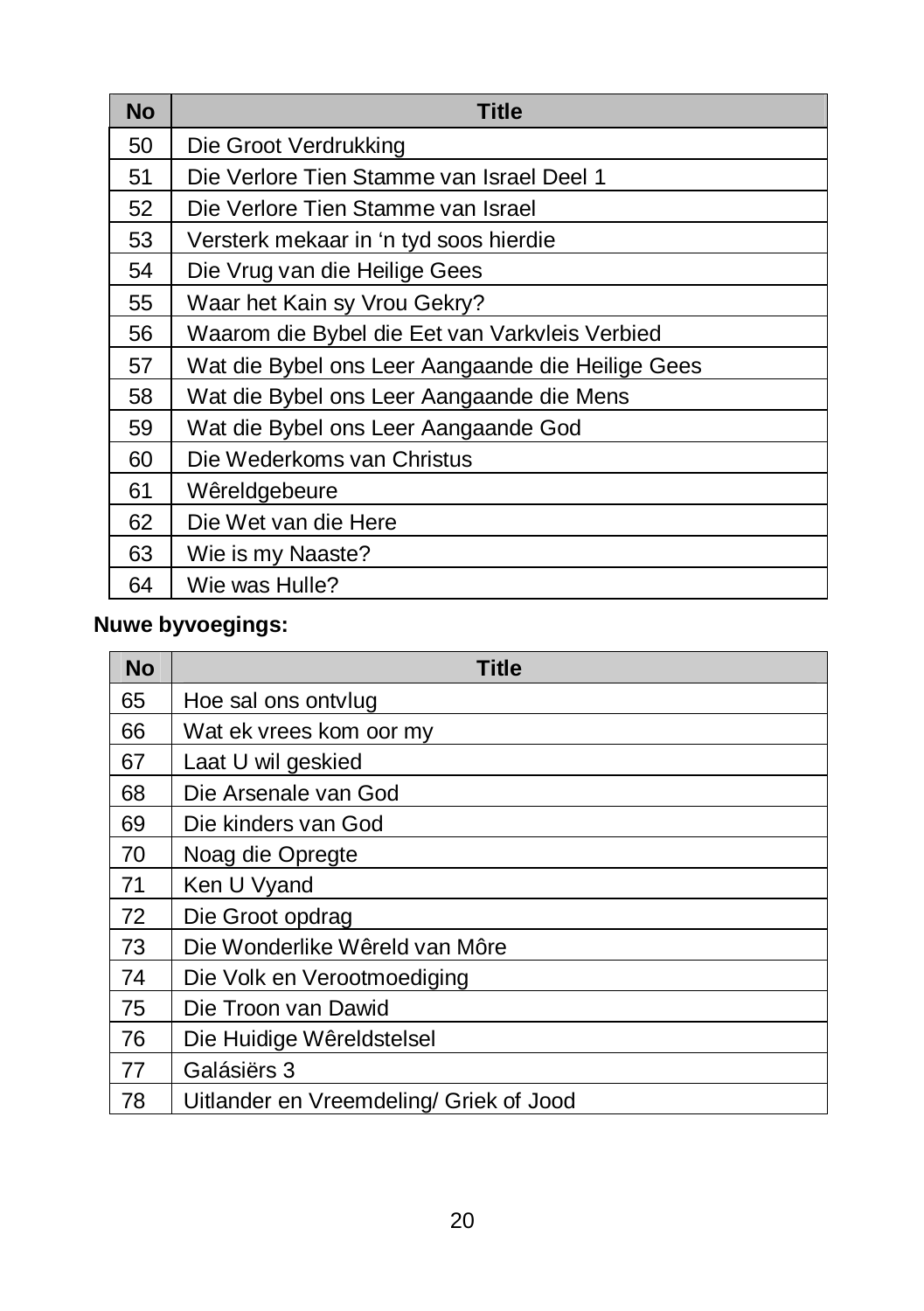| No | Title |
|---|---|
| 50 | Die Groot Verdrukking |
| 51 | Die Verlore Tien Stamme van Israel Deel 1 |
| 52 | Die Verlore Tien Stamme van Israel |
| 53 | Versterk mekaar in 'n tyd soos hierdie |
| 54 | Die Vrug van die Heilige Gees |
| 55 | Waar het Kain sy Vrou Gekry? |
| 56 | Waarom die Bybel die Eet van Varkvleis Verbied |
| 57 | Wat die Bybel ons Leer Aangaande die Heilige Gees |
| 58 | Wat die Bybel ons Leer Aangaande die Mens |
| 59 | Wat die Bybel ons Leer Aangaande God |
| 60 | Die Wederkoms van Christus |
| 61 | Wêreldgebeure |
| 62 | Die Wet van die Here |
| 63 | Wie is my Naaste? |
| 64 | Wie was Hulle? |

**Nuwe byvoegings:**

| No | Title |
|---|---|
| 65 | Hoe sal ons ontvlug |
| 66 | Wat ek vrees kom oor my |
| 67 | Laat U wil geskied |
| 68 | Die Arsenale van God |
| 69 | Die kinders van God |
| 70 | Noag die Opregte |
| 71 | Ken U Vyand |
| 72 | Die Groot opdrag |
| 73 | Die Wonderlike Wêreld van Môre |
| 74 | Die Volk en Verootmoediging |
| 75 | Die Troon van Dawid |
| 76 | Die Huidige Wêreldstelsel |
| 77 | Galásiërs 3 |
| 78 | Uitlander en Vreemdeling/ Griek of Jood |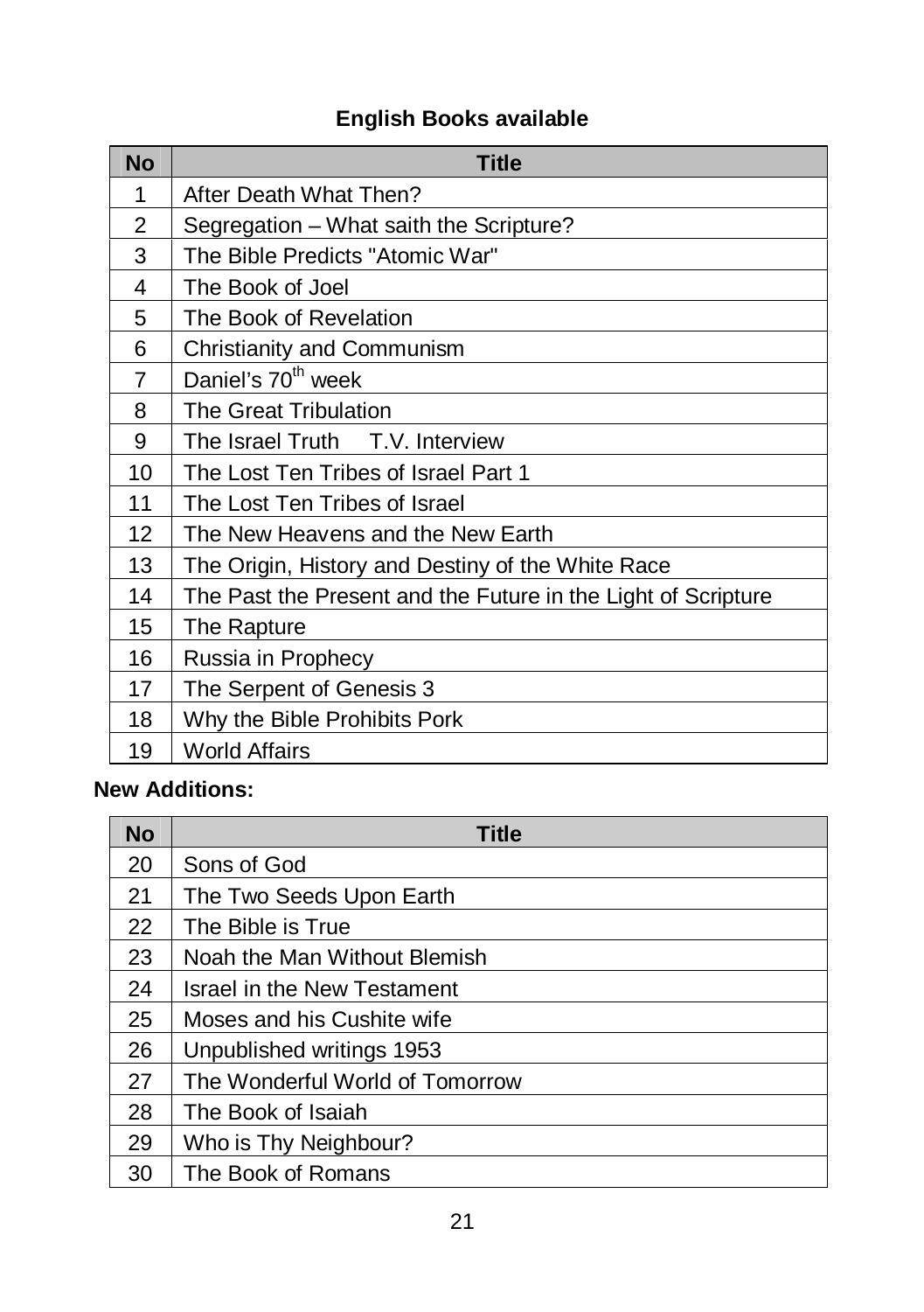## English Books available

| No | Title |
|---|---|
| 1 | After Death What Then? |
| 2 | Segregation – What saith the Scripture? |
| 3 | The Bible Predicts "Atomic War" |
| 4 | The Book of Joel |
| 5 | The Book of Revelation |
| 6 | Christianity and Communism |
| 7 | Daniel's 70th week |
| 8 | The Great Tribulation |
| 9 | The Israel Truth T.V. Interview |
| 10 | The Lost Ten Tribes of Israel Part 1 |
| 11 | The Lost Ten Tribes of Israel |
| 12 | The New Heavens and the New Earth |
| 13 | The Origin, History and Destiny of the White Race |
| 14 | The Past the Present and the Future in the Light of Scripture |
| 15 | The Rapture |
| 16 | Russia in Prophecy |
| 17 | The Serpent of Genesis 3 |
| 18 | Why the Bible Prohibits Pork |
| 19 | World Affairs |

**New Additions:**

| No | Title |
|---|---|
| 20 | Sons of God |
| 21 | The Two Seeds Upon Earth |
| 22 | The Bible is True |
| 23 | Noah the Man Without Blemish |
| 24 | Israel in the New Testament |
| 25 | Moses and his Cushite wife |
| 26 | Unpublished writings 1953 |
| 27 | The Wonderful World of Tomorrow |
| 28 | The Book of Isaiah |
| 29 | Who is Thy Neighbour? |
| 30 | The Book of Romans |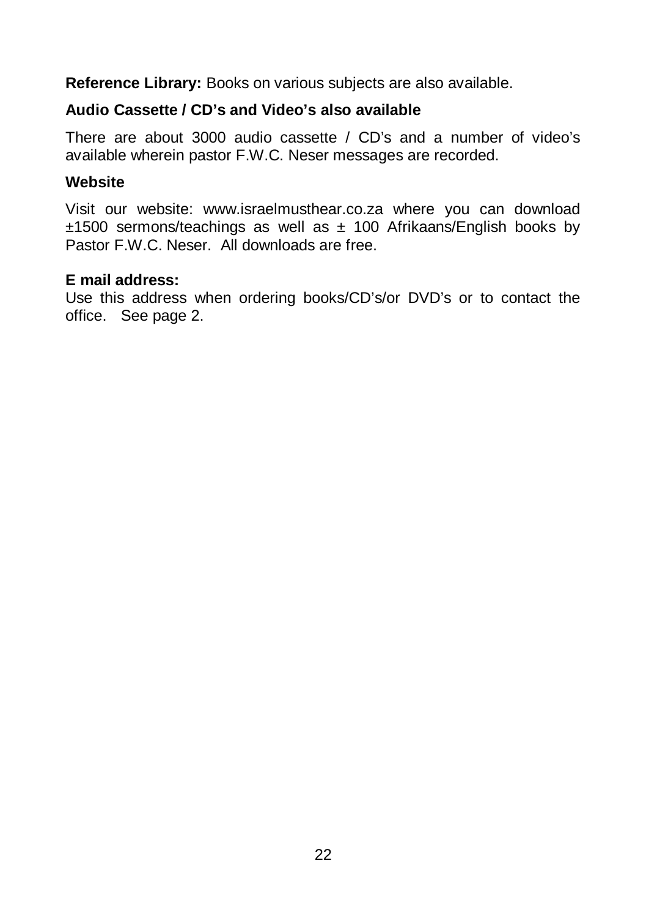**Reference Library:** Books on various subjects are also available.

**Audio Cassette / CD's and Video's also available**

There are about 3000 audio cassette / CD's and a number of video's available wherein pastor F.W.C. Neser messages are recorded.

**Website**

Visit our website: www.israelmusthear.co.za where you can download ±1500 sermons/teachings as well as ± 100 Afrikaans/English books by Pastor F.W.C. Neser. All downloads are free.

**E mail address:**
Use this address when ordering books/CD's/or DVD's or to contact the office. See page 2.